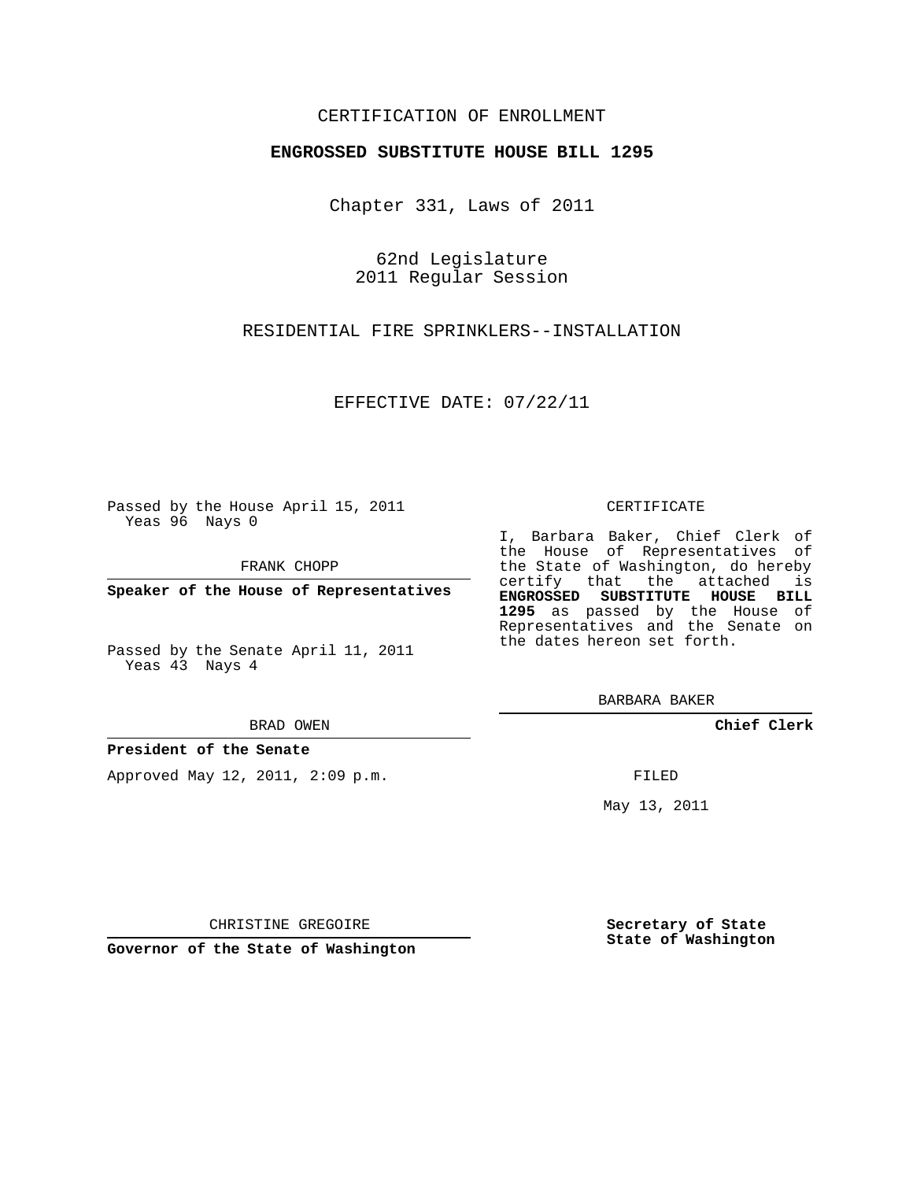CERTIFICATION OF ENROLLMENT

**ENGROSSED SUBSTITUTE HOUSE BILL 1295**

Chapter 331, Laws of 2011

62nd Legislature
2011 Regular Session

RESIDENTIAL FIRE SPRINKLERS--INSTALLATION

EFFECTIVE DATE: 07/22/11

Passed by the House April 15, 2011
Yeas 96 Nays 0

FRANK CHOPP

**Speaker of the House of Representatives**

Passed by the Senate April 11, 2011
Yeas 43 Nays 4

BRAD OWEN

**President of the Senate**

Approved May 12, 2011, 2:09 p.m.

CHRISTINE GREGOIRE

**Governor of the State of Washington**

CERTIFICATE

I, Barbara Baker, Chief Clerk of the House of Representatives of the State of Washington, do hereby certify that the attached is **ENGROSSED SUBSTITUTE HOUSE BILL 1295** as passed by the House of Representatives and the Senate on the dates hereon set forth.

BARBARA BAKER

**Chief Clerk**

FILED

May 13, 2011

**Secretary of State**
**State of Washington**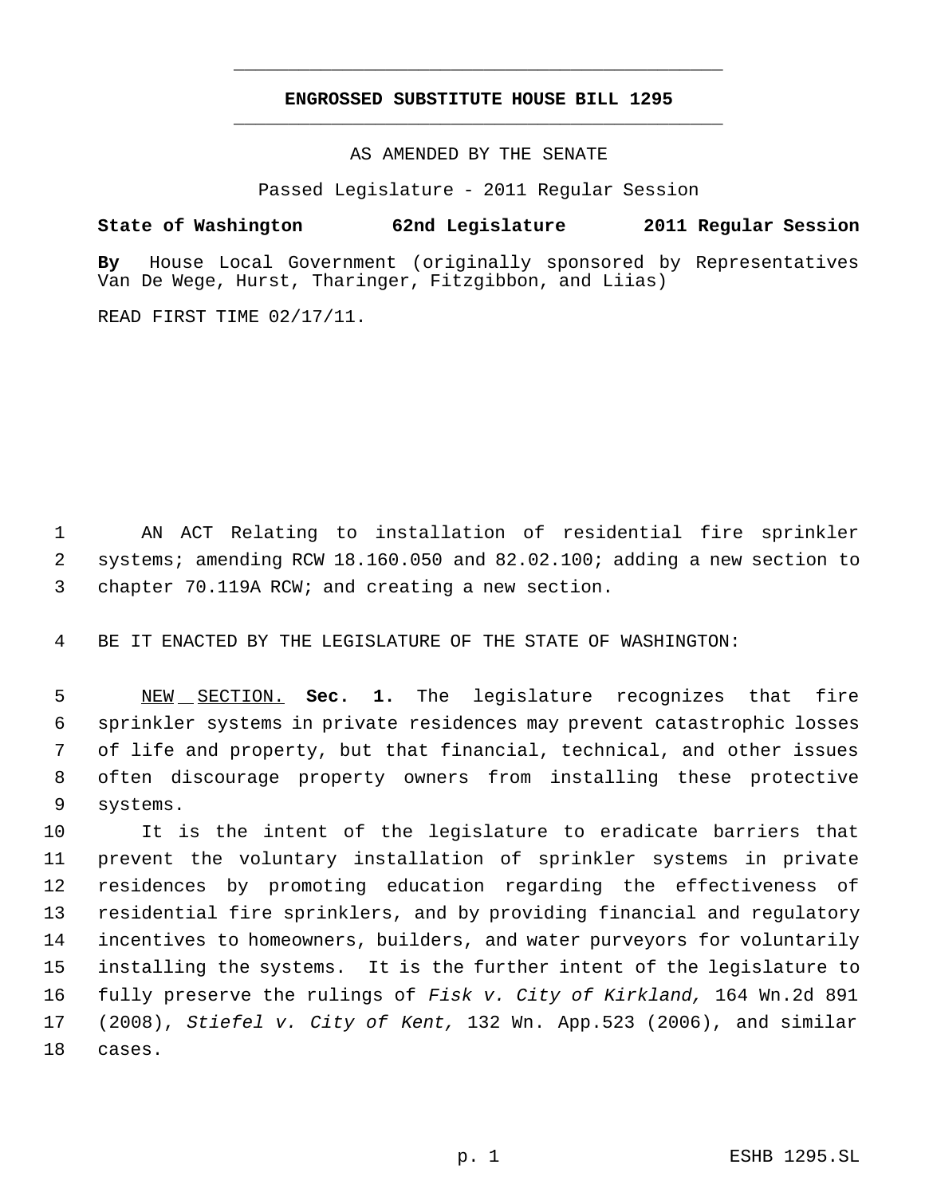# ENGROSSED SUBSTITUTE HOUSE BILL 1295

AS AMENDED BY THE SENATE

Passed Legislature - 2011 Regular Session

**State of Washington 62nd Legislature 2011 Regular Session**

**By** House Local Government (originally sponsored by Representatives Van De Wege, Hurst, Tharinger, Fitzgibbon, and Liias)

READ FIRST TIME 02/17/11.

AN ACT Relating to installation of residential fire sprinkler systems; amending RCW 18.160.050 and 82.02.100; adding a new section to chapter 70.119A RCW; and creating a new section.

BE IT ENACTED BY THE LEGISLATURE OF THE STATE OF WASHINGTON:

NEW SECTION. **Sec. 1.** The legislature recognizes that fire sprinkler systems in private residences may prevent catastrophic losses of life and property, but that financial, technical, and other issues often discourage property owners from installing these protective systems.

It is the intent of the legislature to eradicate barriers that prevent the voluntary installation of sprinkler systems in private residences by promoting education regarding the effectiveness of residential fire sprinklers, and by providing financial and regulatory incentives to homeowners, builders, and water purveyors for voluntarily installing the systems. It is the further intent of the legislature to fully preserve the rulings of *Fisk v. City of Kirkland,* 164 Wn.2d 891 (2008), *Stiefel v. City of Kent,* 132 Wn. App.523 (2006), and similar cases.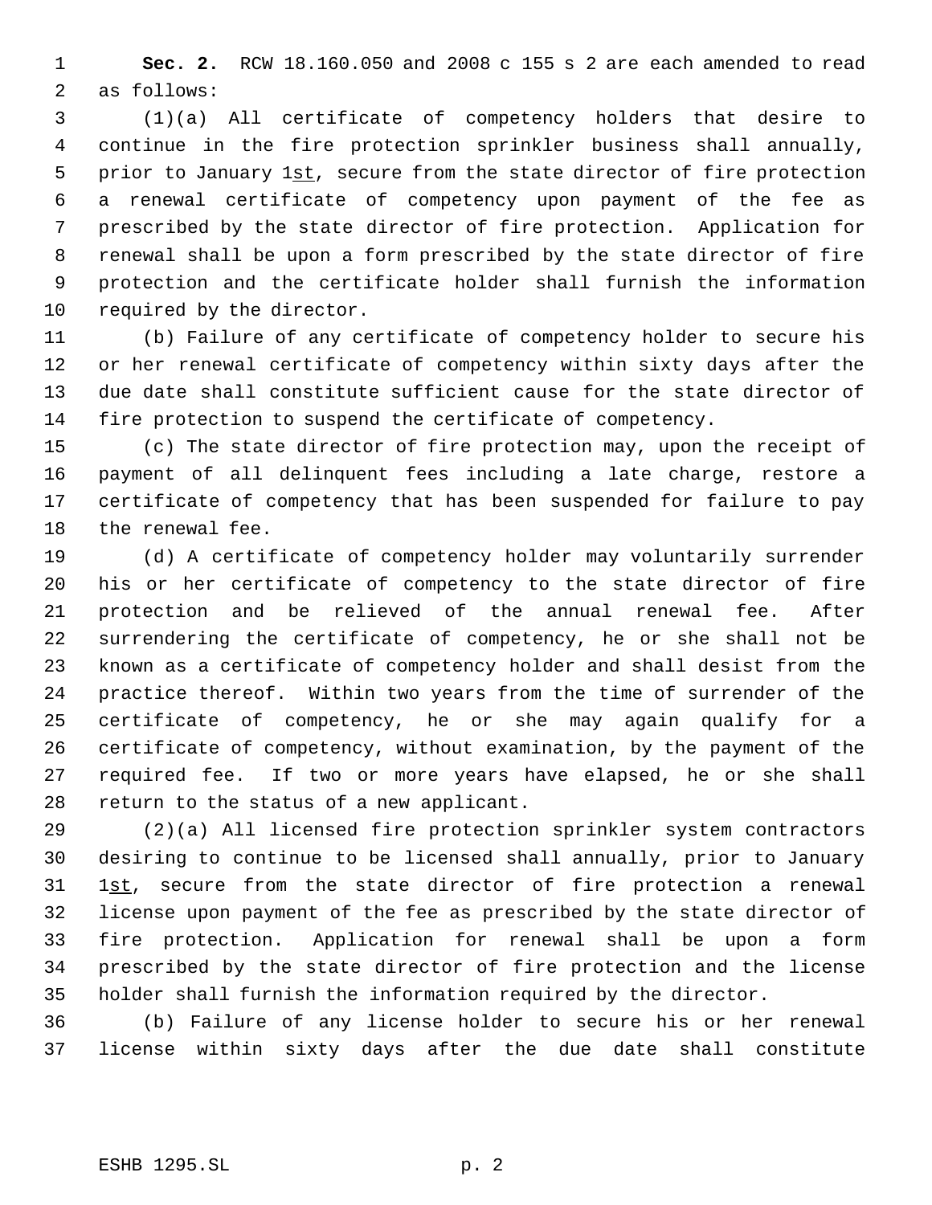**Sec. 2.** RCW 18.160.050 and 2008 c 155 s 2 are each amended to read as follows:

(1)(a) All certificate of competency holders that desire to continue in the fire protection sprinkler business shall annually, prior to January 1st, secure from the state director of fire protection a renewal certificate of competency upon payment of the fee as prescribed by the state director of fire protection. Application for renewal shall be upon a form prescribed by the state director of fire protection and the certificate holder shall furnish the information required by the director.

(b) Failure of any certificate of competency holder to secure his or her renewal certificate of competency within sixty days after the due date shall constitute sufficient cause for the state director of fire protection to suspend the certificate of competency.

(c) The state director of fire protection may, upon the receipt of payment of all delinquent fees including a late charge, restore a certificate of competency that has been suspended for failure to pay the renewal fee.

(d) A certificate of competency holder may voluntarily surrender his or her certificate of competency to the state director of fire protection and be relieved of the annual renewal fee. After surrendering the certificate of competency, he or she shall not be known as a certificate of competency holder and shall desist from the practice thereof. Within two years from the time of surrender of the certificate of competency, he or she may again qualify for a certificate of competency, without examination, by the payment of the required fee. If two or more years have elapsed, he or she shall return to the status of a new applicant.

(2)(a) All licensed fire protection sprinkler system contractors desiring to continue to be licensed shall annually, prior to January 1st, secure from the state director of fire protection a renewal license upon payment of the fee as prescribed by the state director of fire protection. Application for renewal shall be upon a form prescribed by the state director of fire protection and the license holder shall furnish the information required by the director.

(b) Failure of any license holder to secure his or her renewal license within sixty days after the due date shall constitute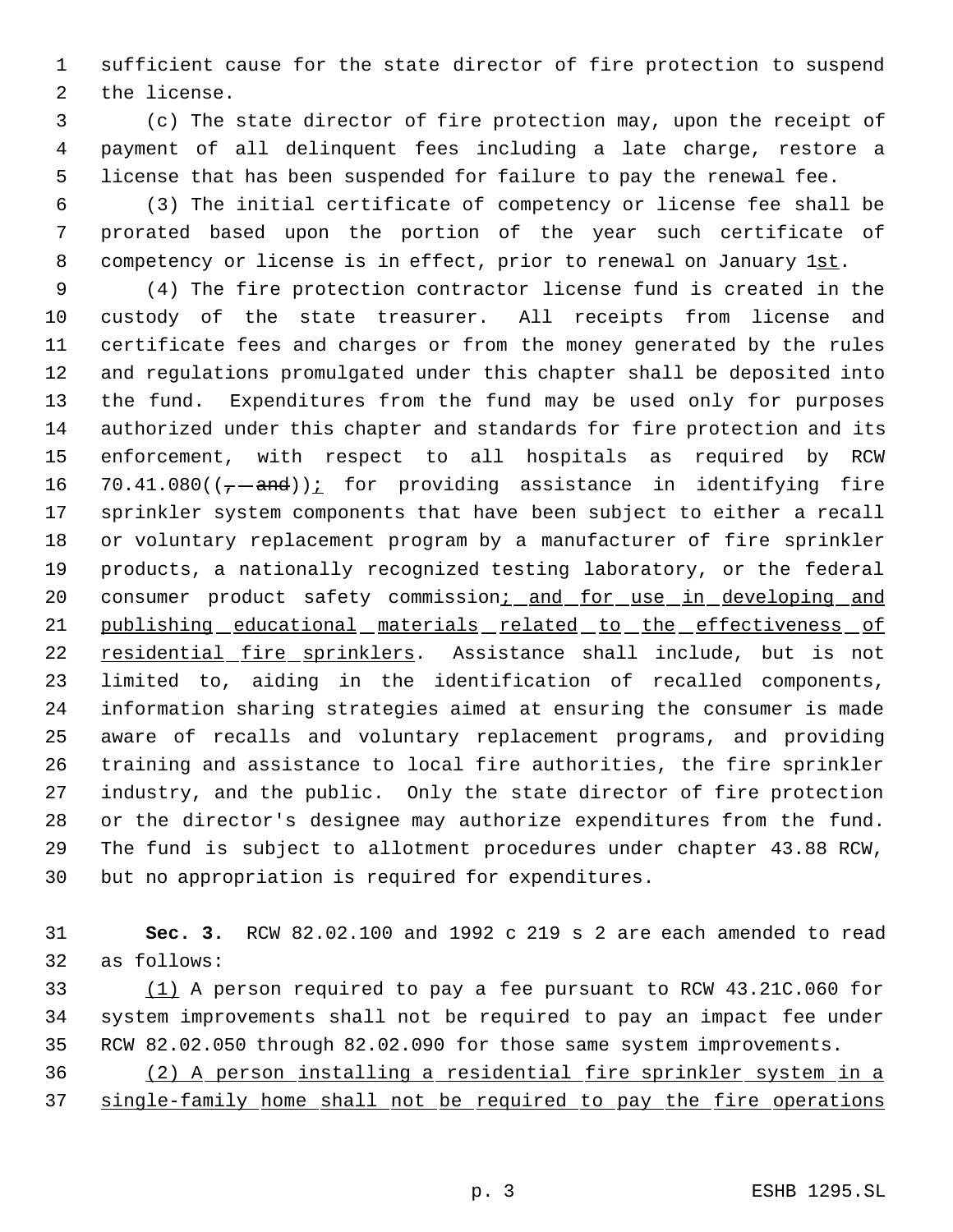sufficient cause for the state director of fire protection to suspend the license.

(c) The state director of fire protection may, upon the receipt of payment of all delinquent fees including a late charge, restore a license that has been suspended for failure to pay the renewal fee.

(3) The initial certificate of competency or license fee shall be prorated based upon the portion of the year such certificate of competency or license is in effect, prior to renewal on January 1st.

(4) The fire protection contractor license fund is created in the custody of the state treasurer. All receipts from license and certificate fees and charges or from the money generated by the rules and regulations promulgated under this chapter shall be deposited into the fund. Expenditures from the fund may be used only for purposes authorized under this chapter and standards for fire protection and its enforcement, with respect to all hospitals as required by RCW 70.41.080((~~, and~~)); for providing assistance in identifying fire sprinkler system components that have been subject to either a recall or voluntary replacement program by a manufacturer of fire sprinkler products, a nationally recognized testing laboratory, or the federal consumer product safety commission; and for use in developing and publishing educational materials related to the effectiveness of residential fire sprinklers. Assistance shall include, but is not limited to, aiding in the identification of recalled components, information sharing strategies aimed at ensuring the consumer is made aware of recalls and voluntary replacement programs, and providing training and assistance to local fire authorities, the fire sprinkler industry, and the public. Only the state director of fire protection or the director's designee may authorize expenditures from the fund. The fund is subject to allotment procedures under chapter 43.88 RCW, but no appropriation is required for expenditures.

**Sec. 3.** RCW 82.02.100 and 1992 c 219 s 2 are each amended to read as follows:

(1) A person required to pay a fee pursuant to RCW 43.21C.060 for system improvements shall not be required to pay an impact fee under RCW 82.02.050 through 82.02.090 for those same system improvements.

(2) A person installing a residential fire sprinkler system in a single-family home shall not be required to pay the fire operations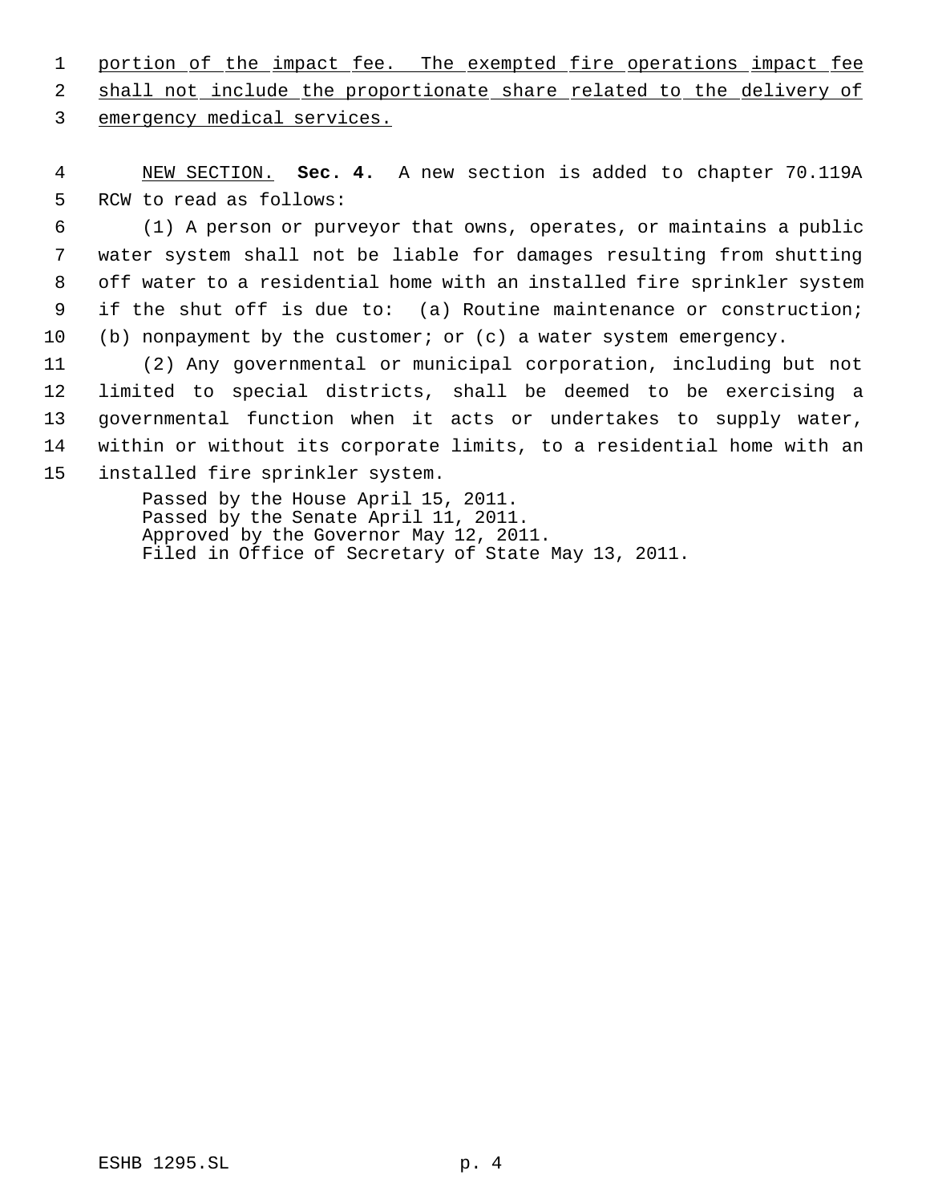portion of the impact fee. The exempted fire operations impact fee shall not include the proportionate share related to the delivery of emergency medical services.

NEW SECTION. **Sec. 4.** A new section is added to chapter 70.119A RCW to read as follows:

(1) A person or purveyor that owns, operates, or maintains a public water system shall not be liable for damages resulting from shutting off water to a residential home with an installed fire sprinkler system if the shut off is due to: (a) Routine maintenance or construction; (b) nonpayment by the customer; or (c) a water system emergency.

(2) Any governmental or municipal corporation, including but not limited to special districts, shall be deemed to be exercising a governmental function when it acts or undertakes to supply water, within or without its corporate limits, to a residential home with an installed fire sprinkler system.

Passed by the House April 15, 2011.
Passed by the Senate April 11, 2011.
Approved by the Governor May 12, 2011.
Filed in Office of Secretary of State May 13, 2011.